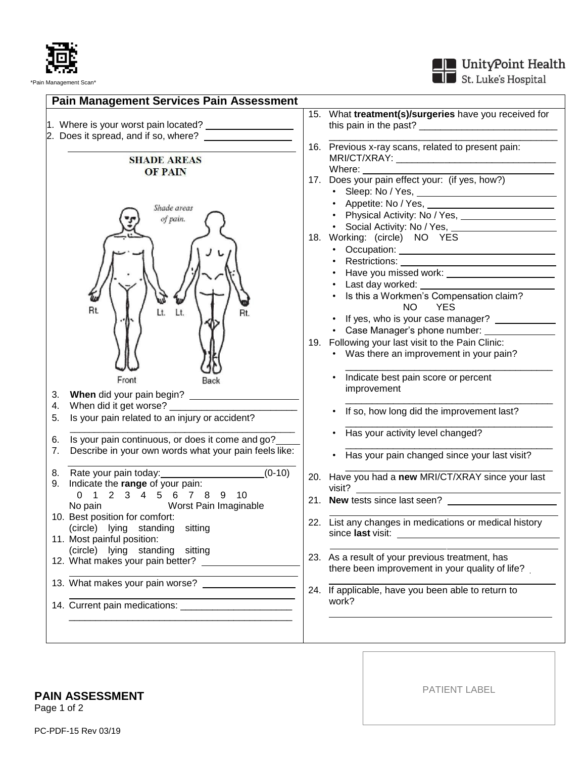*Pain Management Scan*

UnityPoint Health
St. Luke's Hospital

## Pain Management Services Pain Assessment

1. Where is your worst pain located? ________________
2. Does it spread, and if so, where? ________________

________________________________________

**SHADE AREAS OF PAIN**

*Shade areas of pain.*

Rt. Lt. Lt. Rt.

Front Back

3. **When** did your pain begin? ____________________
4. When did it get worse? ________________________
5. Is your pain related to an injury or accident?
   ________________________________________
6. Is your pain continuous, or does it come and go?____
7. Describe in your own words what your pain feels like:
   ________________________________________
8. Rate your pain today:____________________(0-10)
9. Indicate the **range** of your pain:
   0 1 2 3 4 5 6 7 8 9 10
   No pain Worst Pain Imaginable
10. Best position for comfort:
    (circle) lying standing sitting
11. Most painful position:
    (circle) lying standing sitting
12. What makes your pain better? __________________
    ________________________________________
13. What makes your pain worse? _________________
    ________________________________________
14. Current pain medications: _____________________
    ________________________________________
15. What **treatment(s)/surgeries** have you received for this pain in the past? __________________________
    ________________________________________
16. Previous x-ray scans, related to present pain:
    MRI/CT/XRAY: ______________________________
    Where: ____________________________________
17. Does your pain effect your: (if yes, how?)
    - Sleep: No / Yes, __________________________
    - Appetite: No / Yes, ________________________
    - Physical Activity: No / Yes, __________________
    - Social Activity: No / Yes, ____________________
18. Working: (circle) NO YES
    - Occupation: _______________________________
    - Restrictions: ______________________________
    - Have you missed work: _____________________
    - Last day worked: ___________________________
    - Is this a Workmen's Compensation claim?
      NO YES
    - If yes, who is your case manager? ___________
    - Case Manager's phone number: ______________
19. Following your last visit to the Pain Clinic:
    - Was there an improvement in your pain?
      ________________________________________
    - Indicate best pain score or percent improvement
      ________________________________________
    - If so, how long did the improvement last?
      ________________________________________
    - Has your activity level changed?
      ________________________________________
    - Has your pain changed since your last visit?
      ________________________________________
20. Have you had a **new** MRI/CT/XRAY since your last visit? ________________________________________
21. **New** tests since last seen? ______________________
    ________________________________________
22. List any changes in medications or medical history since **last** visit: ________________________________
    ________________________________________
23. As a result of your previous treatment, has there been improvement in your quality of life?
    ________________________________________
24. If applicable, have you been able to return to work?
    ________________________________________

PATIENT LABEL

**PAIN ASSESSMENT**

PC-PDF-15 Rev 03/19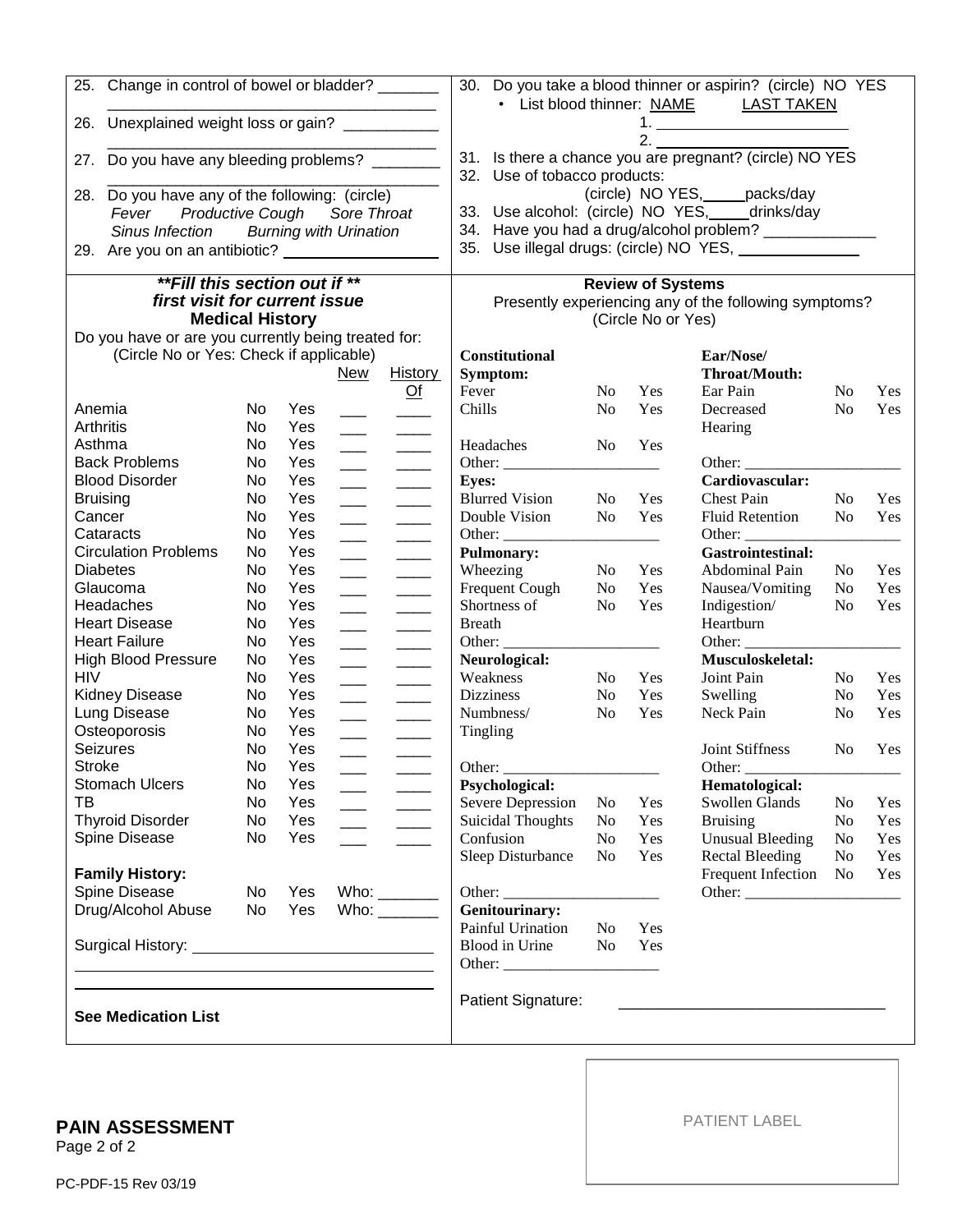25. Change in control of bowel or bladder? _______

_______________________________________

26. Unexplained weight loss or gain? ___________

_______________________________________

27. Do you have any bleeding problems? ________

_______________________________________

28. Do you have any of the following: (circle)

*Fever   Productive Cough   Sore Throat*

*Sinus Infection   Burning with Urination*

29. Are you on an antibiotic? ___________________

30. Do you take a blood thinner or aspirin? (circle) NO YES

- List blood thinner: NAME   LAST TAKEN

1. ________________________

2. ________________________

31. Is there a chance you are pregnant? (circle) NO YES

32. Use of tobacco products: (circle) NO YES, _____packs/day

33. Use alcohol: (circle) NO YES, _____drinks/day

34. Have you had a drug/alcohol problem? _____________

35. Use illegal drugs: (circle) NO YES, ______________

***\*\*Fill this section out if \*\****

***first visit for current issue***

## Medical History

Do you have or are you currently being treated for:
(Circle No or Yes: Check if applicable)

| | | | New | History Of |
|---|---|---|---|---|
| Anemia | No | Yes | ___ | ____ |
| Arthritis | No | Yes | ___ | ____ |
| Asthma | No | Yes | ___ | ____ |
| Back Problems | No | Yes | ___ | ____ |
| Blood Disorder | No | Yes | ___ | ____ |
| Bruising | No | Yes | ___ | ____ |
| Cancer | No | Yes | ___ | ____ |
| Cataracts | No | Yes | ___ | ____ |
| Circulation Problems | No | Yes | ___ | ____ |
| Diabetes | No | Yes | ___ | ____ |
| Glaucoma | No | Yes | ___ | ____ |
| Headaches | No | Yes | ___ | ____ |
| Heart Disease | No | Yes | ___ | ____ |
| Heart Failure | No | Yes | ___ | ____ |
| High Blood Pressure | No | Yes | ___ | ____ |
| HIV | No | Yes | ___ | ____ |
| Kidney Disease | No | Yes | ___ | ____ |
| Lung Disease | No | Yes | ___ | ____ |
| Osteoporosis | No | Yes | ___ | ____ |
| Seizures | No | Yes | ___ | ____ |
| Stroke | No | Yes | ___ | ____ |
| Stomach Ulcers | No | Yes | ___ | ____ |
| TB | No | Yes | ___ | ____ |
| Thyroid Disorder | No | Yes | ___ | ____ |
| Spine Disease | No | Yes | ___ | ____ |

**Family History:**

| | | | |
|---|---|---|---|
| Spine Disease | No | Yes | Who: _______ |
| Drug/Alcohol Abuse | No | Yes | Who: _______ |

Surgical History: ___________________________

_____________________________________________

_____________________________________________

**See Medication List**

## Review of Systems

Presently experiencing any of the following symptoms?
(Circle No or Yes)

| | | | | | |
|---|---|---|---|---|---|
| **Constitutional Symptom:** | | | **Ear/Nose/ Throat/Mouth:** | | |
| Fever | No | Yes | Ear Pain | No | Yes |
| Chills | No | Yes | Decreased Hearing | No | Yes |
| Headaches | No | Yes | | | |
| Other: ____________ | | | Other: ____________ | | |
| **Eyes:** | | | **Cardiovascular:** | | |
| Blurred Vision | No | Yes | Chest Pain | No | Yes |
| Double Vision | No | Yes | Fluid Retention | No | Yes |
| Other: ____________ | | | Other: ____________ | | |
| **Pulmonary:** | | | **Gastrointestinal:** | | |
| Wheezing | No | Yes | Abdominal Pain | No | Yes |
| Frequent Cough | No | Yes | Nausea/Vomiting | No | Yes |
| Shortness of Breath | No | Yes | Indigestion/ Heartburn | No | Yes |
| Other: ____________ | | | Other: ____________ | | |
| **Neurological:** | | | **Musculoskeletal:** | | |
| Weakness | No | Yes | Joint Pain | No | Yes |
| Dizziness | No | Yes | Swelling | No | Yes |
| Numbness/ Tingling | No | Yes | Neck Pain | No | Yes |
| | | | Joint Stiffness | No | Yes |
| Other: ____________ | | | Other: ____________ | | |
| **Psychological:** | | | **Hematological:** | | |
| Severe Depression | No | Yes | Swollen Glands | No | Yes |
| Suicidal Thoughts | No | Yes | Bruising | No | Yes |
| Confusion | No | Yes | Unusual Bleeding | No | Yes |
| Sleep Disturbance | No | Yes | Rectal Bleeding | No | Yes |
| | | | Frequent Infection | No | Yes |
| Other: ____________ | | | Other: ____________ | | |
| **Genitourinary:** | | | | | |
| Painful Urination | No | Yes | | | |
| Blood in Urine | No | Yes | | | |
| Other: ____________ | | | | | |

Patient Signature: ______________________________

# PAIN ASSESSMENT

PATIENT LABEL

PC-PDF-15 Rev 03/19